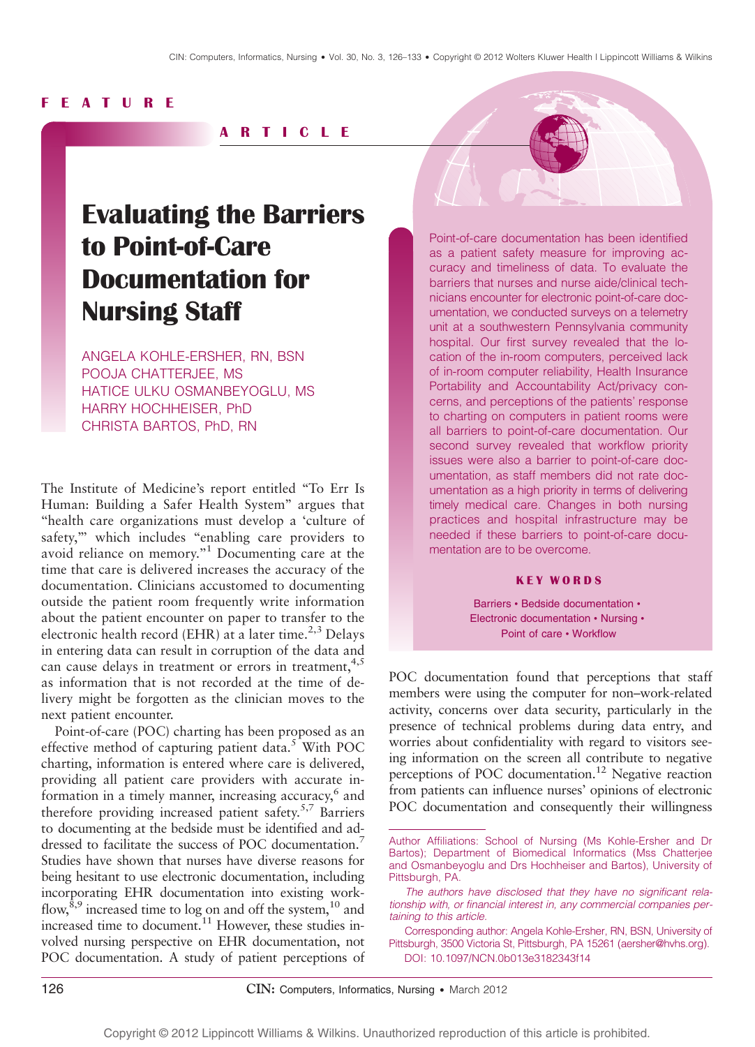FEATURE ARTICLE

# Evaluating the Barriers to Point-of-Care Documentation for Nursing Staff

ANGELA KOHLE-ERSHER, RN, BSN
POOJA CHATTERJEE, MS
HATICE ULKU OSMANBEYOGLU, MS
HARRY HOCHHEISER, PhD
CHRISTA BARTOS, PhD, RN

Point-of-care documentation has been identified as a patient safety measure for improving accuracy and timeliness of data. To evaluate the barriers that nurses and nurse aide/clinical technicians encounter for electronic point-of-care documentation, we conducted surveys on a telemetry unit at a southwestern Pennsylvania community hospital. Our first survey revealed that the location of the in-room computers, perceived lack of in-room computer reliability, Health Insurance Portability and Accountability Act/privacy concerns, and perceptions of the patients' response to charting on computers in patient rooms were all barriers to point-of-care documentation. Our second survey revealed that workflow priority issues were also a barrier to point-of-care documentation, as staff members did not rate documentation as a high priority in terms of delivering timely medical care. Changes in both nursing practices and hospital infrastructure may be needed if these barriers to point-of-care documentation are to be overcome.

**KEY WORDS**

Barriers • Bedside documentation • Electronic documentation • Nursing • Point of care • Workflow

The Institute of Medicine's report entitled "To Err Is Human: Building a Safer Health System" argues that "health care organizations must develop a 'culture of safety,'" which includes "enabling care providers to avoid reliance on memory."[1] Documenting care at the time that care is delivered increases the accuracy of the documentation. Clinicians accustomed to documenting outside the patient room frequently write information about the patient encounter on paper to transfer to the electronic health record (EHR) at a later time.[2,3] Delays in entering data can result in corruption of the data and can cause delays in treatment or errors in treatment,[4,5] as information that is not recorded at the time of delivery might be forgotten as the clinician moves to the next patient encounter.

Point-of-care (POC) charting has been proposed as an effective method of capturing patient data.[5] With POC charting, information is entered where care is delivered, providing all patient care providers with accurate information in a timely manner, increasing accuracy,[6] and therefore providing increased patient safety.[5,7] Barriers to documenting at the bedside must be identified and addressed to facilitate the success of POC documentation.[7] Studies have shown that nurses have diverse reasons for being hesitant to use electronic documentation, including incorporating EHR documentation into existing workflow,[8,9] increased time to log on and off the system,[10] and increased time to document.[11] However, these studies involved nursing perspective on EHR documentation, not POC documentation. A study of patient perceptions of POC documentation found that perceptions that staff members were using the computer for non–work-related activity, concerns over data security, particularly in the presence of technical problems during data entry, and worries about confidentiality with regard to visitors seeing information on the screen all contribute to negative perceptions of POC documentation.[12] Negative reaction from patients can influence nurses' opinions of electronic POC documentation and consequently their willingness

Author Affiliations: School of Nursing (Ms Kohle-Ersher and Dr Bartos); Department of Biomedical Informatics (Mss Chatterjee and Osmanbeyoglu and Drs Hochheiser and Bartos), University of Pittsburgh, PA.

*The authors have disclosed that they have no significant relationship with, or financial interest in, any commercial companies pertaining to this article.*

Corresponding author: Angela Kohle-Ersher, RN, BSN, University of Pittsburgh, 3500 Victoria St, Pittsburgh, PA 15261 (aersher@hvhs.org).

DOI: 10.1097/NCN.0b013e3182343f14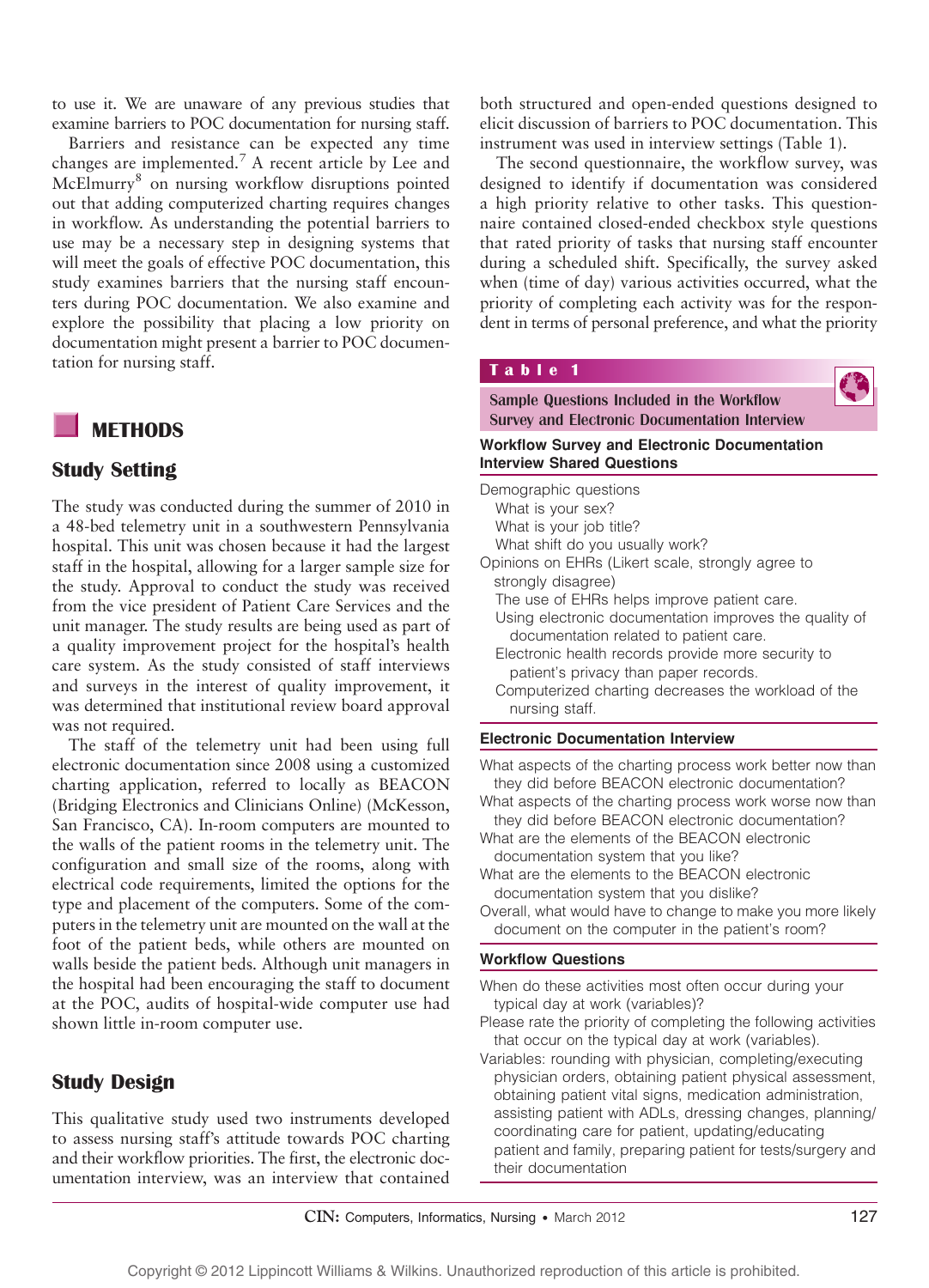to use it. We are unaware of any previous studies that examine barriers to POC documentation for nursing staff.

Barriers and resistance can be expected any time changes are implemented.[7] A recent article by Lee and McElmurry[8] on nursing workflow disruptions pointed out that adding computerized charting requires changes in workflow. As understanding the potential barriers to use may be a necessary step in designing systems that will meet the goals of effective POC documentation, this study examines barriers that the nursing staff encounters during POC documentation. We also examine and explore the possibility that placing a low priority on documentation might present a barrier to POC documentation for nursing staff.

## METHODS

### Study Setting

The study was conducted during the summer of 2010 in a 48-bed telemetry unit in a southwestern Pennsylvania hospital. This unit was chosen because it had the largest staff in the hospital, allowing for a larger sample size for the study. Approval to conduct the study was received from the vice president of Patient Care Services and the unit manager. The study results are being used as part of a quality improvement project for the hospital's health care system. As the study consisted of staff interviews and surveys in the interest of quality improvement, it was determined that institutional review board approval was not required.

The staff of the telemetry unit had been using full electronic documentation since 2008 using a customized charting application, referred to locally as BEACON (Bridging Electronics and Clinicians Online) (McKesson, San Francisco, CA). In-room computers are mounted to the walls of the patient rooms in the telemetry unit. The configuration and small size of the rooms, along with electrical code requirements, limited the options for the type and placement of the computers. Some of the computers in the telemetry unit are mounted on the wall at the foot of the patient beds, while others are mounted on walls beside the patient beds. Although unit managers in the hospital had been encouraging the staff to document at the POC, audits of hospital-wide computer use had shown little in-room computer use.

### Study Design

This qualitative study used two instruments developed to assess nursing staff's attitude towards POC charting and their workflow priorities. The first, the electronic documentation interview, was an interview that contained both structured and open-ended questions designed to elicit discussion of barriers to POC documentation. This instrument was used in interview settings (Table 1).

The second questionnaire, the workflow survey, was designed to identify if documentation was considered a high priority relative to other tasks. This questionnaire contained closed-ended checkbox style questions that rated priority of tasks that nursing staff encounter during a scheduled shift. Specifically, the survey asked when (time of day) various activities occurred, what the priority of completing each activity was for the respondent in terms of personal preference, and what the priority

**Table 1**

**Sample Questions Included in the Workflow Survey and Electronic Documentation Interview**

**Workflow Survey and Electronic Documentation Interview Shared Questions**

Demographic questions
- What is your sex?
- What is your job title?
- What shift do you usually work?

Opinions on EHRs (Likert scale, strongly agree to strongly disagree)
- The use of EHRs helps improve patient care.
- Using electronic documentation improves the quality of documentation related to patient care.
- Electronic health records provide more security to patient's privacy than paper records.
- Computerized charting decreases the workload of the nursing staff.

**Electronic Documentation Interview**

What aspects of the charting process work better now than they did before BEACON electronic documentation?

What aspects of the charting process work worse now than they did before BEACON electronic documentation?

What are the elements of the BEACON electronic documentation system that you like?

What are the elements to the BEACON electronic documentation system that you dislike?

Overall, what would have to change to make you more likely document on the computer in the patient's room?

**Workflow Questions**

When do these activities most often occur during your typical day at work (variables)?

Please rate the priority of completing the following activities that occur on the typical day at work (variables).

Variables: rounding with physician, completing/executing physician orders, obtaining patient physical assessment, obtaining patient vital signs, medication administration, assisting patient with ADLs, dressing changes, planning/coordinating care for patient, updating/educating patient and family, preparing patient for tests/surgery and their documentation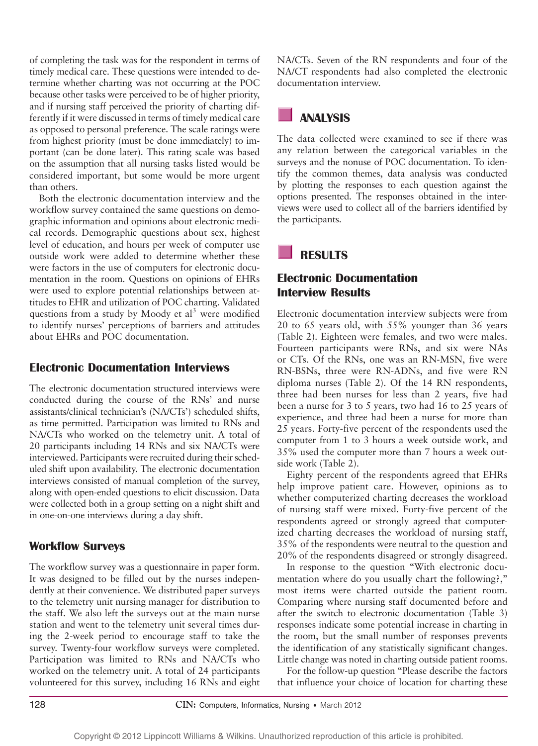of completing the task was for the respondent in terms of timely medical care. These questions were intended to determine whether charting was not occurring at the POC because other tasks were perceived to be of higher priority, and if nursing staff perceived the priority of charting differently if it were discussed in terms of timely medical care as opposed to personal preference. The scale ratings were from highest priority (must be done immediately) to important (can be done later). This rating scale was based on the assumption that all nursing tasks listed would be considered important, but some would be more urgent than others.

Both the electronic documentation interview and the workflow survey contained the same questions on demographic information and opinions about electronic medical records. Demographic questions about sex, highest level of education, and hours per week of computer use outside work were added to determine whether these were factors in the use of computers for electronic documentation in the room. Questions on opinions of EHRs were used to explore potential relationships between attitudes to EHR and utilization of POC charting. Validated questions from a study by Moody et al[3] were modified to identify nurses' perceptions of barriers and attitudes about EHRs and POC documentation.

### Electronic Documentation Interviews

The electronic documentation structured interviews were conducted during the course of the RNs' and nurse assistants/clinical technician's (NA/CTs') scheduled shifts, as time permitted. Participation was limited to RNs and NA/CTs who worked on the telemetry unit. A total of 20 participants including 14 RNs and six NA/CTs were interviewed. Participants were recruited during their scheduled shift upon availability. The electronic documentation interviews consisted of manual completion of the survey, along with open-ended questions to elicit discussion. Data were collected both in a group setting on a night shift and in one-on-one interviews during a day shift.

### Workflow Surveys

The workflow survey was a questionnaire in paper form. It was designed to be filled out by the nurses independently at their convenience. We distributed paper surveys to the telemetry unit nursing manager for distribution to the staff. We also left the surveys out at the main nurse station and went to the telemetry unit several times during the 2-week period to encourage staff to take the survey. Twenty-four workflow surveys were completed. Participation was limited to RNs and NA/CTs who worked on the telemetry unit. A total of 24 participants volunteered for this survey, including 16 RNs and eight NA/CTs. Seven of the RN respondents and four of the NA/CT respondents had also completed the electronic documentation interview.

## ANALYSIS

The data collected were examined to see if there was any relation between the categorical variables in the surveys and the nonuse of POC documentation. To identify the common themes, data analysis was conducted by plotting the responses to each question against the options presented. The responses obtained in the interviews were used to collect all of the barriers identified by the participants.

## RESULTS

### Electronic Documentation Interview Results

Electronic documentation interview subjects were from 20 to 65 years old, with 55% younger than 36 years (Table 2). Eighteen were females, and two were males. Fourteen participants were RNs, and six were NAs or CTs. Of the RNs, one was an RN-MSN, five were RN-BSNs, three were RN-ADNs, and five were RN diploma nurses (Table 2). Of the 14 RN respondents, three had been nurses for less than 2 years, five had been a nurse for 3 to 5 years, two had 16 to 25 years of experience, and three had been a nurse for more than 25 years. Forty-five percent of the respondents used the computer from 1 to 3 hours a week outside work, and 35% used the computer more than 7 hours a week outside work (Table 2).

Eighty percent of the respondents agreed that EHRs help improve patient care. However, opinions as to whether computerized charting decreases the workload of nursing staff were mixed. Forty-five percent of the respondents agreed or strongly agreed that computerized charting decreases the workload of nursing staff, 35% of the respondents were neutral to the question and 20% of the respondents disagreed or strongly disagreed.

In response to the question "With electronic documentation where do you usually chart the following?," most items were charted outside the patient room. Comparing where nursing staff documented before and after the switch to electronic documentation (Table 3) responses indicate some potential increase in charting in the room, but the small number of responses prevents the identification of any statistically significant changes. Little change was noted in charting outside patient rooms.

For the follow-up question "Please describe the factors that influence your choice of location for charting these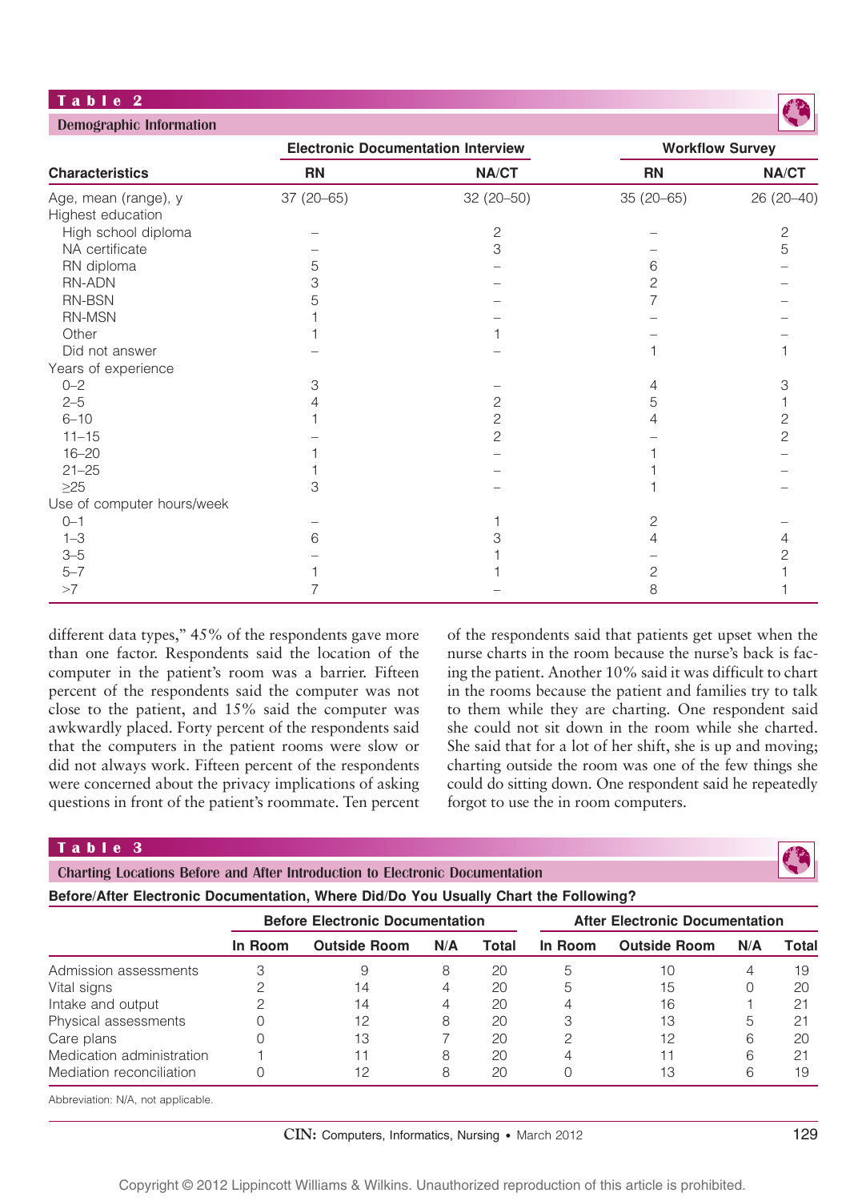**Table 2**

**Demographic Information**

| Characteristics | Electronic Documentation Interview | | Workflow Survey | |
|---|---|---|---|---|
| | RN | NA/CT | RN | NA/CT |
| Age, mean (range), y | 37 (20–65) | 32 (20–50) | 35 (20–65) | 26 (20–40) |
| Highest education | | | | |
| High school diploma | – | 2 | – | 2 |
| NA certificate | – | 3 | – | 5 |
| RN diploma | 5 | – | 6 | – |
| RN-ADN | 3 | – | 2 | – |
| RN-BSN | 5 | – | 7 | – |
| RN-MSN | 1 | – | – | – |
| Other | 1 | 1 | – | – |
| Did not answer | – | – | 1 | 1 |
| Years of experience | | | | |
| 0–2 | 3 | – | 4 | 3 |
| 2–5 | 4 | 2 | 5 | 1 |
| 6–10 | 1 | 2 | 4 | 2 |
| 11–15 | – | 2 | – | 2 |
| 16–20 | 1 | – | 1 | – |
| 21–25 | 1 | – | 1 | – |
| ≥25 | 3 | – | 1 | – |
| Use of computer hours/week | | | | |
| 0–1 | – | 1 | 2 | – |
| 1–3 | 6 | 3 | 4 | 4 |
| 3–5 | – | 1 | – | 2 |
| 5–7 | 1 | 1 | 2 | 1 |
| >7 | 7 | – | 8 | 1 |

different data types," 45% of the respondents gave more than one factor. Respondents said the location of the computer in the patient's room was a barrier. Fifteen percent of the respondents said the computer was not close to the patient, and 15% said the computer was awkwardly placed. Forty percent of the respondents said that the computers in the patient rooms were slow or did not always work. Fifteen percent of the respondents were concerned about the privacy implications of asking questions in front of the patient's roommate. Ten percent of the respondents said that patients get upset when the nurse charts in the room because the nurse's back is facing the patient. Another 10% said it was difficult to chart in the rooms because the patient and families try to talk to them while they are charting. One respondent said she could not sit down in the room while she charted. She said that for a lot of her shift, she is up and moving; charting outside the room was one of the few things she could do sitting down. One respondent said he repeatedly forgot to use the in room computers.

**Table 3**

**Charting Locations Before and After Introduction to Electronic Documentation**

**Before/After Electronic Documentation, Where Did/Do You Usually Chart the Following?**

| | Before Electronic Documentation | | | | After Electronic Documentation | | | |
|---|---|---|---|---|---|---|---|---|
| | In Room | Outside Room | N/A | Total | In Room | Outside Room | N/A | Total |
| Admission assessments | 3 | 9 | 8 | 20 | 5 | 10 | 4 | 19 |
| Vital signs | 2 | 14 | 4 | 20 | 5 | 15 | 0 | 20 |
| Intake and output | 2 | 14 | 4 | 20 | 4 | 16 | 1 | 21 |
| Physical assessments | 0 | 12 | 8 | 20 | 3 | 13 | 5 | 21 |
| Care plans | 0 | 13 | 7 | 20 | 2 | 12 | 6 | 20 |
| Medication administration | 1 | 11 | 8 | 20 | 4 | 11 | 6 | 21 |
| Mediation reconciliation | 0 | 12 | 8 | 20 | 0 | 13 | 6 | 19 |

Abbreviation: N/A, not applicable.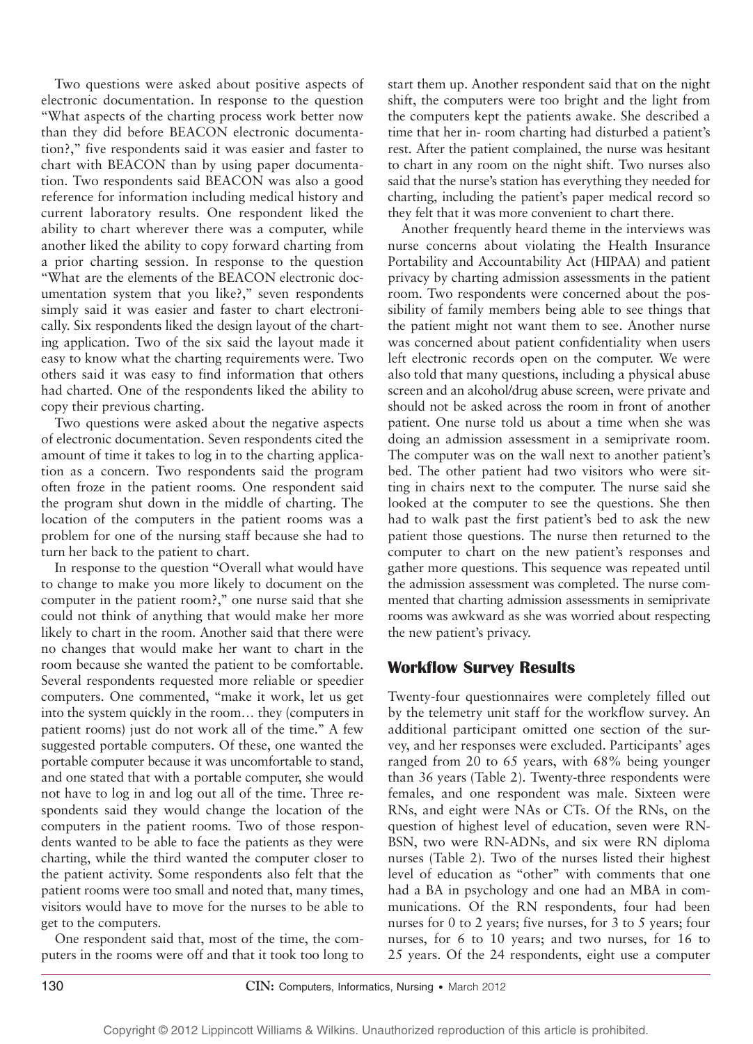Two questions were asked about positive aspects of electronic documentation. In response to the question "What aspects of the charting process work better now than they did before BEACON electronic documentation?," five respondents said it was easier and faster to chart with BEACON than by using paper documentation. Two respondents said BEACON was also a good reference for information including medical history and current laboratory results. One respondent liked the ability to chart wherever there was a computer, while another liked the ability to copy forward charting from a prior charting session. In response to the question "What are the elements of the BEACON electronic documentation system that you like?," seven respondents simply said it was easier and faster to chart electronically. Six respondents liked the design layout of the charting application. Two of the six said the layout made it easy to know what the charting requirements were. Two others said it was easy to find information that others had charted. One of the respondents liked the ability to copy their previous charting.

Two questions were asked about the negative aspects of electronic documentation. Seven respondents cited the amount of time it takes to log in to the charting application as a concern. Two respondents said the program often froze in the patient rooms. One respondent said the program shut down in the middle of charting. The location of the computers in the patient rooms was a problem for one of the nursing staff because she had to turn her back to the patient to chart.

In response to the question "Overall what would have to change to make you more likely to document on the computer in the patient room?," one nurse said that she could not think of anything that would make her more likely to chart in the room. Another said that there were no changes that would make her want to chart in the room because she wanted the patient to be comfortable. Several respondents requested more reliable or speedier computers. One commented, "make it work, let us get into the system quickly in the room… they (computers in patient rooms) just do not work all of the time." A few suggested portable computers. Of these, one wanted the portable computer because it was uncomfortable to stand, and one stated that with a portable computer, she would not have to log in and log out all of the time. Three respondents said they would change the location of the computers in the patient rooms. Two of those respondents wanted to be able to face the patients as they were charting, while the third wanted the computer closer to the patient activity. Some respondents also felt that the patient rooms were too small and noted that, many times, visitors would have to move for the nurses to be able to get to the computers.

One respondent said that, most of the time, the computers in the rooms were off and that it took too long to start them up. Another respondent said that on the night shift, the computers were too bright and the light from the computers kept the patients awake. She described a time that her in- room charting had disturbed a patient's rest. After the patient complained, the nurse was hesitant to chart in any room on the night shift. Two nurses also said that the nurse's station has everything they needed for charting, including the patient's paper medical record so they felt that it was more convenient to chart there.

Another frequently heard theme in the interviews was nurse concerns about violating the Health Insurance Portability and Accountability Act (HIPAA) and patient privacy by charting admission assessments in the patient room. Two respondents were concerned about the possibility of family members being able to see things that the patient might not want them to see. Another nurse was concerned about patient confidentiality when users left electronic records open on the computer. We were also told that many questions, including a physical abuse screen and an alcohol/drug abuse screen, were private and should not be asked across the room in front of another patient. One nurse told us about a time when she was doing an admission assessment in a semiprivate room. The computer was on the wall next to another patient's bed. The other patient had two visitors who were sitting in chairs next to the computer. The nurse said she looked at the computer to see the questions. She then had to walk past the first patient's bed to ask the new patient those questions. The nurse then returned to the computer to chart on the new patient's responses and gather more questions. This sequence was repeated until the admission assessment was completed. The nurse commented that charting admission assessments in semiprivate rooms was awkward as she was worried about respecting the new patient's privacy.

## Workflow Survey Results

Twenty-four questionnaires were completely filled out by the telemetry unit staff for the workflow survey. An additional participant omitted one section of the survey, and her responses were excluded. Participants' ages ranged from 20 to 65 years, with 68% being younger than 36 years (Table 2). Twenty-three respondents were females, and one respondent was male. Sixteen were RNs, and eight were NAs or CTs. Of the RNs, on the question of highest level of education, seven were RN-BSN, two were RN-ADNs, and six were RN diploma nurses (Table 2). Two of the nurses listed their highest level of education as "other" with comments that one had a BA in psychology and one had an MBA in communications. Of the RN respondents, four had been nurses for 0 to 2 years; five nurses, for 3 to 5 years; four nurses, for 6 to 10 years; and two nurses, for 16 to 25 years. Of the 24 respondents, eight use a computer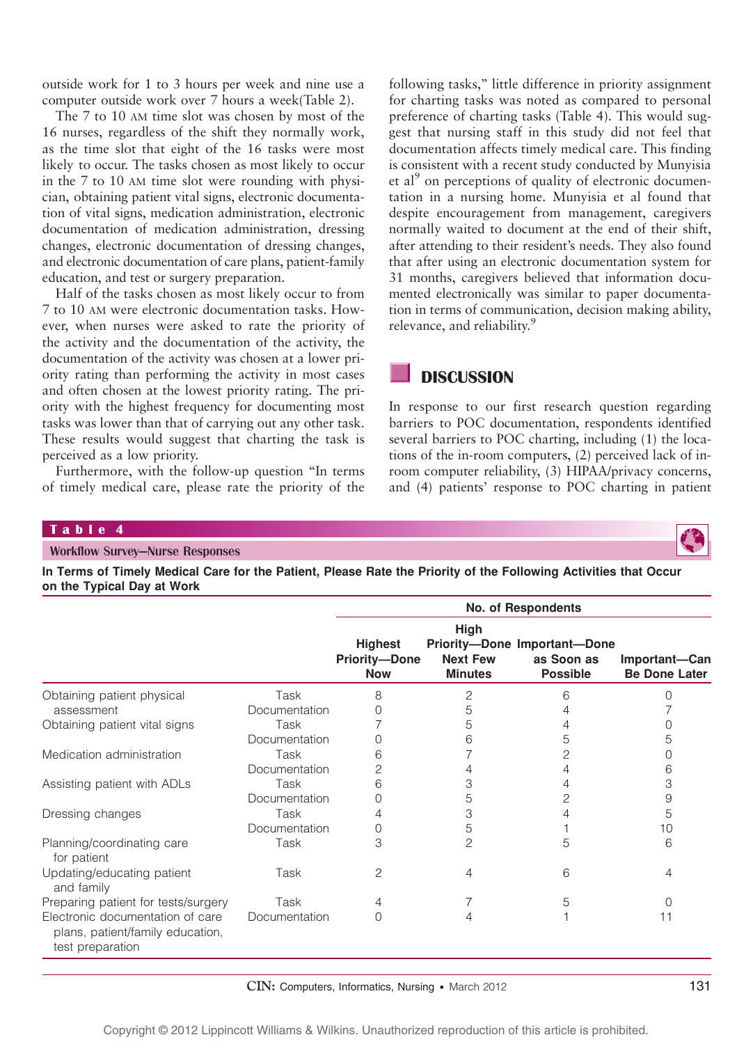outside work for 1 to 3 hours per week and nine use a computer outside work over 7 hours a week(Table 2).

The 7 to 10 AM time slot was chosen by most of the 16 nurses, regardless of the shift they normally work, as the time slot that eight of the 16 tasks were most likely to occur. The tasks chosen as most likely to occur in the 7 to 10 AM time slot were rounding with physician, obtaining patient vital signs, electronic documentation of vital signs, medication administration, electronic documentation of medication administration, dressing changes, electronic documentation of dressing changes, and electronic documentation of care plans, patient-family education, and test or surgery preparation.

Half of the tasks chosen as most likely occur to from 7 to 10 AM were electronic documentation tasks. However, when nurses were asked to rate the priority of the activity and the documentation of the activity, the documentation of the activity was chosen at a lower priority rating than performing the activity in most cases and often chosen at the lowest priority rating. The priority with the highest frequency for documenting most tasks was lower than that of carrying out any other task. These results would suggest that charting the task is perceived as a low priority.

Furthermore, with the follow-up question "In terms of timely medical care, please rate the priority of the following tasks," little difference in priority assignment for charting tasks was noted as compared to personal preference of charting tasks (Table 4). This would suggest that nursing staff in this study did not feel that documentation affects timely medical care. This finding is consistent with a recent study conducted by Munyisia et al[9] on perceptions of quality of electronic documentation in a nursing home. Munyisia et al found that despite encouragement from management, caregivers normally waited to document at the end of their shift, after attending to their resident's needs. They also found that after using an electronic documentation system for 31 months, caregivers believed that information documented electronically was similar to paper documentation in terms of communication, decision making ability, relevance, and reliability.[9]

## DISCUSSION

In response to our first research question regarding barriers to POC documentation, respondents identified several barriers to POC charting, including (1) the locations of the in-room computers, (2) perceived lack of in-room computer reliability, (3) HIPAA/privacy concerns, and (4) patients' response to POC charting in patient

**Table 4**

**Workflow Survey—Nurse Responses**

**In Terms of Timely Medical Care for the Patient, Please Rate the Priority of the Following Activities that Occur on the Typical Day at Work**

| | | No. of Respondents | | | |
|---|---|---|---|---|---|
| | | Highest Priority—Done Now | High Priority—Done Next Few Minutes | Important—Done as Soon as Possible | Important—Can Be Done Later |
| Obtaining patient physical assessment | Task | 8 | 2 | 6 | 0 |
| | Documentation | 0 | 5 | 4 | 7 |
| Obtaining patient vital signs | Task | 7 | 5 | 4 | 0 |
| | Documentation | 0 | 6 | 5 | 5 |
| Medication administration | Task | 6 | 7 | 2 | 0 |
| | Documentation | 2 | 4 | 4 | 6 |
| Assisting patient with ADLs | Task | 6 | 3 | 4 | 3 |
| | Documentation | 0 | 5 | 2 | 9 |
| Dressing changes | Task | 4 | 3 | 4 | 5 |
| | Documentation | 0 | 5 | 1 | 10 |
| Planning/coordinating care for patient | Task | 3 | 2 | 5 | 6 |
| Updating/educating patient and family | Task | 2 | 4 | 6 | 4 |
| Preparing patient for tests/surgery | Task | 4 | 7 | 5 | 0 |
| Electronic documentation of care plans, patient/family education, test preparation | Documentation | 0 | 4 | 1 | 11 |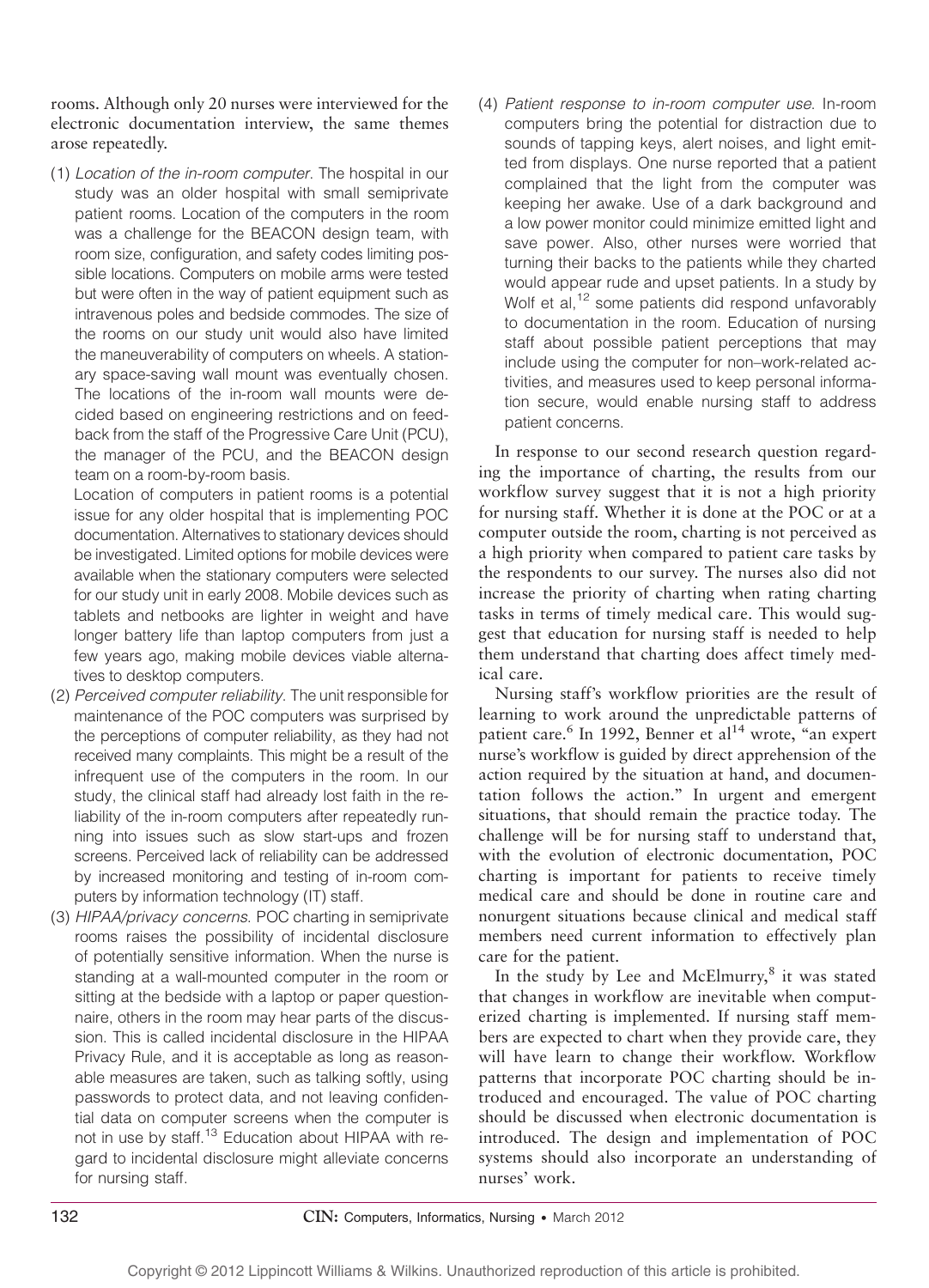rooms. Although only 20 nurses were interviewed for the electronic documentation interview, the same themes arose repeatedly.

(1) *Location of the in-room computer.* The hospital in our study was an older hospital with small semiprivate patient rooms. Location of the computers in the room was a challenge for the BEACON design team, with room size, configuration, and safety codes limiting possible locations. Computers on mobile arms were tested but were often in the way of patient equipment such as intravenous poles and bedside commodes. The size of the rooms on our study unit would also have limited the maneuverability of computers on wheels. A stationary space-saving wall mount was eventually chosen. The locations of the in-room wall mounts were decided based on engineering restrictions and on feedback from the staff of the Progressive Care Unit (PCU), the manager of the PCU, and the BEACON design team on a room-by-room basis.

   Location of computers in patient rooms is a potential issue for any older hospital that is implementing POC documentation. Alternatives to stationary devices should be investigated. Limited options for mobile devices were available when the stationary computers were selected for our study unit in early 2008. Mobile devices such as tablets and netbooks are lighter in weight and have longer battery life than laptop computers from just a few years ago, making mobile devices viable alternatives to desktop computers.

(2) *Perceived computer reliability.* The unit responsible for maintenance of the POC computers was surprised by the perceptions of computer reliability, as they had not received many complaints. This might be a result of the infrequent use of the computers in the room. In our study, the clinical staff had already lost faith in the reliability of the in-room computers after repeatedly running into issues such as slow start-ups and frozen screens. Perceived lack of reliability can be addressed by increased monitoring and testing of in-room computers by information technology (IT) staff.

(3) *HIPAA/privacy concerns.* POC charting in semiprivate rooms raises the possibility of incidental disclosure of potentially sensitive information. When the nurse is standing at a wall-mounted computer in the room or sitting at the bedside with a laptop or paper questionnaire, others in the room may hear parts of the discussion. This is called incidental disclosure in the HIPAA Privacy Rule, and it is acceptable as long as reasonable measures are taken, such as talking softly, using passwords to protect data, and not leaving confidential data on computer screens when the computer is not in use by staff.[13] Education about HIPAA with regard to incidental disclosure might alleviate concerns for nursing staff.

(4) *Patient response to in-room computer use.* In-room computers bring the potential for distraction due to sounds of tapping keys, alert noises, and light emitted from displays. One nurse reported that a patient complained that the light from the computer was keeping her awake. Use of a dark background and a low power monitor could minimize emitted light and save power. Also, other nurses were worried that turning their backs to the patients while they charted would appear rude and upset patients. In a study by Wolf et al,[12] some patients did respond unfavorably to documentation in the room. Education of nursing staff about possible patient perceptions that may include using the computer for non–work-related activities, and measures used to keep personal information secure, would enable nursing staff to address patient concerns.

In response to our second research question regarding the importance of charting, the results from our workflow survey suggest that it is not a high priority for nursing staff. Whether it is done at the POC or at a computer outside the room, charting is not perceived as a high priority when compared to patient care tasks by the respondents to our survey. The nurses also did not increase the priority of charting when rating charting tasks in terms of timely medical care. This would suggest that education for nursing staff is needed to help them understand that charting does affect timely medical care.

Nursing staff's workflow priorities are the result of learning to work around the unpredictable patterns of patient care.[6] In 1992, Benner et al[14] wrote, "an expert nurse's workflow is guided by direct apprehension of the action required by the situation at hand, and documentation follows the action." In urgent and emergent situations, that should remain the practice today. The challenge will be for nursing staff to understand that, with the evolution of electronic documentation, POC charting is important for patients to receive timely medical care and should be done in routine care and nonurgent situations because clinical and medical staff members need current information to effectively plan care for the patient.

In the study by Lee and McElmurry,[8] it was stated that changes in workflow are inevitable when computerized charting is implemented. If nursing staff members are expected to chart when they provide care, they will have learn to change their workflow. Workflow patterns that incorporate POC charting should be introduced and encouraged. The value of POC charting should be discussed when electronic documentation is introduced. The design and implementation of POC systems should also incorporate an understanding of nurses' work.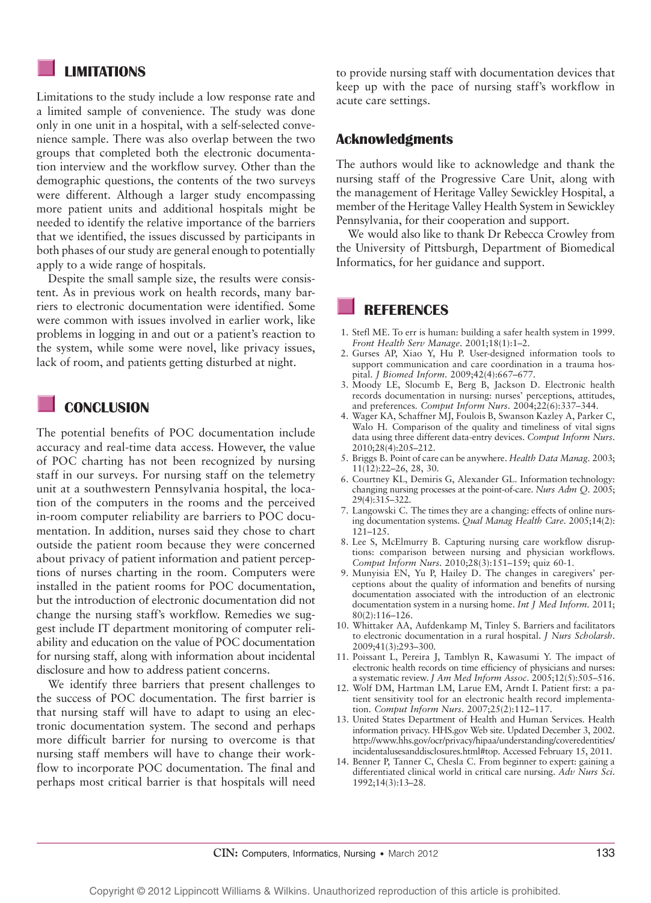## LIMITATIONS

Limitations to the study include a low response rate and a limited sample of convenience. The study was done only in one unit in a hospital, with a self-selected convenience sample. There was also overlap between the two groups that completed both the electronic documentation interview and the workflow survey. Other than the demographic questions, the contents of the two surveys were different. Although a larger study encompassing more patient units and additional hospitals might be needed to identify the relative importance of the barriers that we identified, the issues discussed by participants in both phases of our study are general enough to potentially apply to a wide range of hospitals.

Despite the small sample size, the results were consistent. As in previous work on health records, many barriers to electronic documentation were identified. Some were common with issues involved in earlier work, like problems in logging in and out or a patient's reaction to the system, while some were novel, like privacy issues, lack of room, and patients getting disturbed at night.

## CONCLUSION

The potential benefits of POC documentation include accuracy and real-time data access. However, the value of POC charting has not been recognized by nursing staff in our surveys. For nursing staff on the telemetry unit at a southwestern Pennsylvania hospital, the location of the computers in the rooms and the perceived in-room computer reliability are barriers to POC documentation. In addition, nurses said they chose to chart outside the patient room because they were concerned about privacy of patient information and patient perceptions of nurses charting in the room. Computers were installed in the patient rooms for POC documentation, but the introduction of electronic documentation did not change the nursing staff's workflow. Remedies we suggest include IT department monitoring of computer reliability and education on the value of POC documentation for nursing staff, along with information about incidental disclosure and how to address patient concerns.

We identify three barriers that present challenges to the success of POC documentation. The first barrier is that nursing staff will have to adapt to using an electronic documentation system. The second and perhaps more difficult barrier for nursing to overcome is that nursing staff members will have to change their workflow to incorporate POC documentation. The final and perhaps most critical barrier is that hospitals will need to provide nursing staff with documentation devices that keep up with the pace of nursing staff's workflow in acute care settings.

### Acknowledgments

The authors would like to acknowledge and thank the nursing staff of the Progressive Care Unit, along with the management of Heritage Valley Sewickley Hospital, a member of the Heritage Valley Health System in Sewickley Pennsylvania, for their cooperation and support.

We would also like to thank Dr Rebecca Crowley from the University of Pittsburgh, Department of Biomedical Informatics, for her guidance and support.

## REFERENCES

1. Stefl ME. To err is human: building a safer health system in 1999. *Front Health Serv Manage*. 2001;18(1):1–2.
2. Gurses AP, Xiao Y, Hu P. User-designed information tools to support communication and care coordination in a trauma hospital. *J Biomed Inform*. 2009;42(4):667–677.
3. Moody LE, Slocumb E, Berg B, Jackson D. Electronic health records documentation in nursing: nurses' perceptions, attitudes, and preferences. *Comput Inform Nurs*. 2004;22(6):337–344.
4. Wager KA, Schaffner MJ, Foulois B, Swanson Kazley A, Parker C, Walo H. Comparison of the quality and timeliness of vital signs data using three different data-entry devices. *Comput Inform Nurs*. 2010;28(4):205–212.
5. Briggs B. Point of care can be anywhere. *Health Data Manag*. 2003;11(12):22–26, 28, 30.
6. Courtney KL, Demiris G, Alexander GL. Information technology: changing nursing processes at the point-of-care. *Nurs Adm Q*. 2005;29(4):315–322.
7. Langowski C. The times they are a changing: effects of online nursing documentation systems. *Qual Manag Health Care*. 2005;14(2):121–125.
8. Lee S, McElmurry B. Capturing nursing care workflow disruptions: comparison between nursing and physician workflows. *Comput Inform Nurs*. 2010;28(3):151–159; quiz 60-1.
9. Munyisia EN, Yu P, Hailey D. The changes in caregivers' perceptions about the quality of information and benefits of nursing documentation associated with the introduction of an electronic documentation system in a nursing home. *Int J Med Inform*. 2011;80(2):116–126.
10. Whittaker AA, Aufdenkamp M, Tinley S. Barriers and facilitators to electronic documentation in a rural hospital. *J Nurs Scholarsh*. 2009;41(3):293–300.
11. Poissant L, Pereira J, Tamblyn R, Kawasumi Y. The impact of electronic health records on time efficiency of physicians and nurses: a systematic review. *J Am Med Inform Assoc*. 2005;12(5):505–516.
12. Wolf DM, Hartman LM, Larue EM, Arndt I. Patient first: a patient sensitivity tool for an electronic health record implementation. *Comput Inform Nurs*. 2007;25(2):112–117.
13. United States Department of Health and Human Services. Health information privacy. HHS.gov Web site. Updated December 3, 2002. http://www.hhs.gov/ocr/privacy/hipaa/understanding/coveredentities/incidentalusesanddisclosures.html#top. Accessed February 15, 2011.
14. Benner P, Tanner C, Chesla C. From beginner to expert: gaining a differentiated clinical world in critical care nursing. *Adv Nurs Sci*. 1992;14(3):13–28.